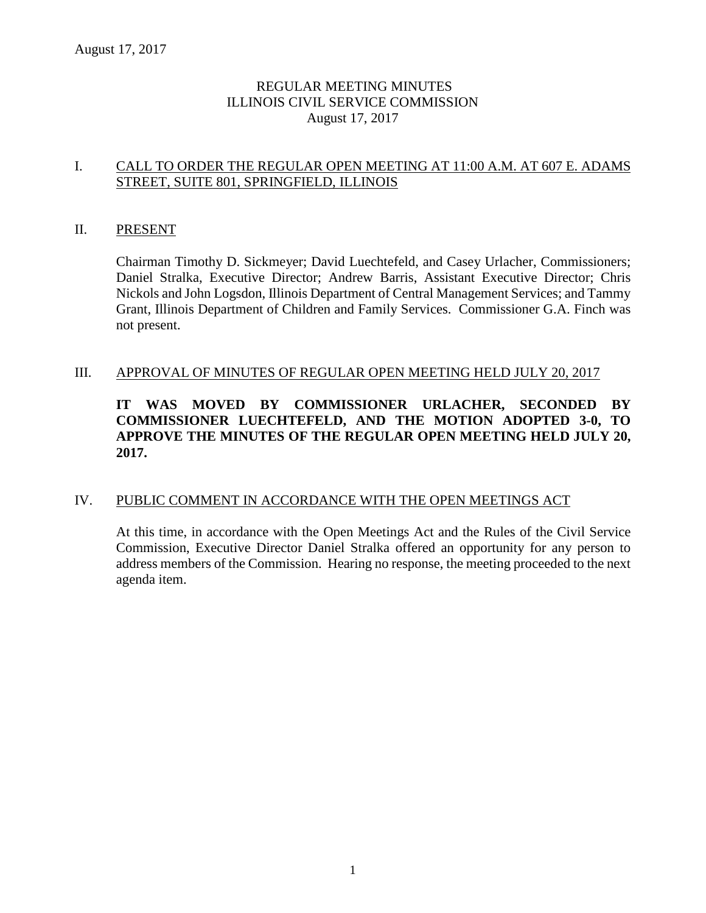# REGULAR MEETING MINUTES
# ILLINOIS CIVIL SERVICE COMMISSION
## August 17, 2017

## I. CALL TO ORDER THE REGULAR OPEN MEETING AT 11:00 A.M. AT 607 E. ADAMS STREET, SUITE 801, SPRINGFIELD, ILLINOIS

## II. PRESENT

Chairman Timothy D. Sickmeyer; David Luechtefeld, and Casey Urlacher, Commissioners; Daniel Stralka, Executive Director; Andrew Barris, Assistant Executive Director; Chris Nickols and John Logsdon, Illinois Department of Central Management Services; and Tammy Grant, Illinois Department of Children and Family Services. Commissioner G.A. Finch was not present.

## III. APPROVAL OF MINUTES OF REGULAR OPEN MEETING HELD JULY 20, 2017

**IT WAS MOVED BY COMMISSIONER URLACHER, SECONDED BY COMMISSIONER LUECHTEFELD, AND THE MOTION ADOPTED 3-0, TO APPROVE THE MINUTES OF THE REGULAR OPEN MEETING HELD JULY 20, 2017.**

## IV. PUBLIC COMMENT IN ACCORDANCE WITH THE OPEN MEETINGS ACT

At this time, in accordance with the Open Meetings Act and the Rules of the Civil Service Commission, Executive Director Daniel Stralka offered an opportunity for any person to address members of the Commission. Hearing no response, the meeting proceeded to the next agenda item.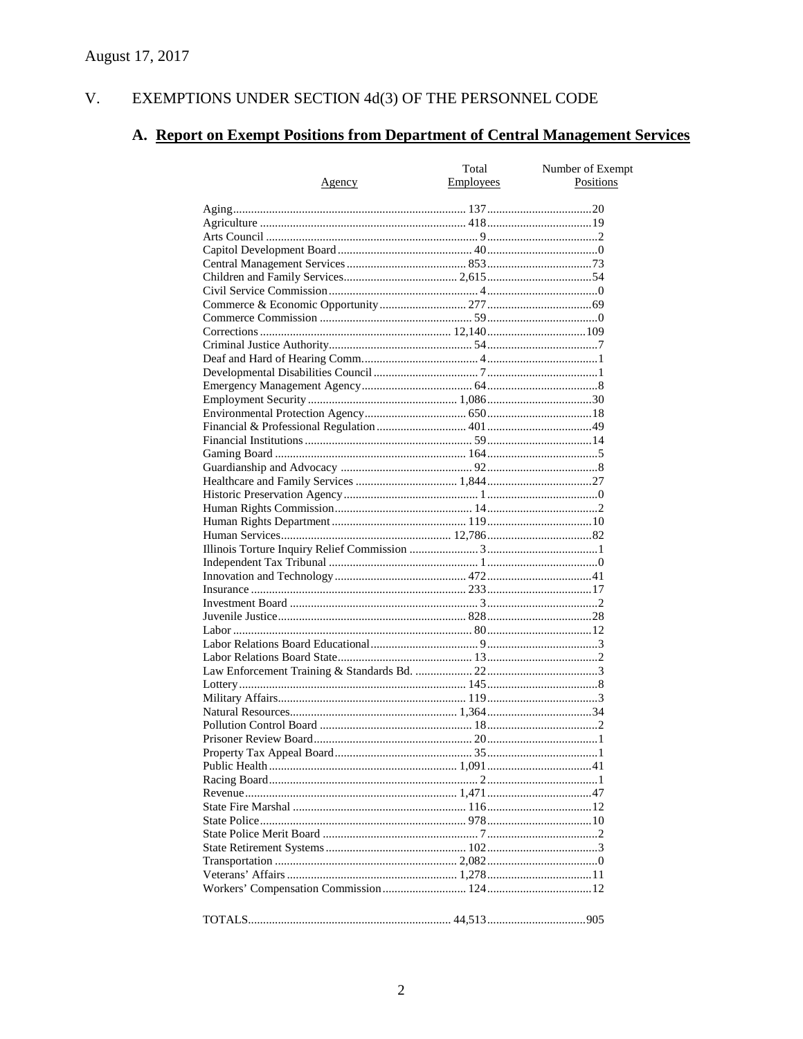August 17, 2017

## V. EXEMPTIONS UNDER SECTION 4d(3) OF THE PERSONNEL CODE

### A. Report on Exempt Positions from Department of Central Management Services

| Agency | Total Employees | Number of Exempt Positions |
|---|---|---|
| Aging | 137 | 20 |
| Agriculture | 418 | 19 |
| Arts Council | 9 | 2 |
| Capitol Development Board | 40 | 0 |
| Central Management Services | 853 | 73 |
| Children and Family Services | 2,615 | 54 |
| Civil Service Commission | 4 | 0 |
| Commerce & Economic Opportunity | 277 | 69 |
| Commerce Commission | 59 | 0 |
| Corrections | 12,140 | 109 |
| Criminal Justice Authority | 54 | 7 |
| Deaf and Hard of Hearing Comm. | 4 | 1 |
| Developmental Disabilities Council | 7 | 1 |
| Emergency Management Agency | 64 | 8 |
| Employment Security | 1,086 | 30 |
| Environmental Protection Agency | 650 | 18 |
| Financial & Professional Regulation | 401 | 49 |
| Financial Institutions | 59 | 14 |
| Gaming Board | 164 | 5 |
| Guardianship and Advocacy | 92 | 8 |
| Healthcare and Family Services | 1,844 | 27 |
| Historic Preservation Agency | 1 | 0 |
| Human Rights Commission | 14 | 2 |
| Human Rights Department | 119 | 10 |
| Human Services | 12,786 | 82 |
| Illinois Torture Inquiry Relief Commission | 3 | 1 |
| Independent Tax Tribunal | 1 | 0 |
| Innovation and Technology | 472 | 41 |
| Insurance | 233 | 17 |
| Investment Board | 3 | 2 |
| Juvenile Justice | 828 | 28 |
| Labor | 80 | 12 |
| Labor Relations Board Educational | 9 | 3 |
| Labor Relations Board State | 13 | 2 |
| Law Enforcement Training & Standards Bd. | 22 | 3 |
| Lottery | 145 | 8 |
| Military Affairs | 119 | 3 |
| Natural Resources | 1,364 | 34 |
| Pollution Control Board | 18 | 2 |
| Prisoner Review Board | 20 | 1 |
| Property Tax Appeal Board | 35 | 1 |
| Public Health | 1,091 | 41 |
| Racing Board | 2 | 1 |
| Revenue | 1,471 | 47 |
| State Fire Marshal | 116 | 12 |
| State Police | 978 | 10 |
| State Police Merit Board | 7 | 2 |
| State Retirement Systems | 102 | 3 |
| Transportation | 2,082 | 0 |
| Veterans' Affairs | 1,278 | 11 |
| Workers' Compensation Commission | 124 | 12 |
| TOTALS | 44,513 | 905 |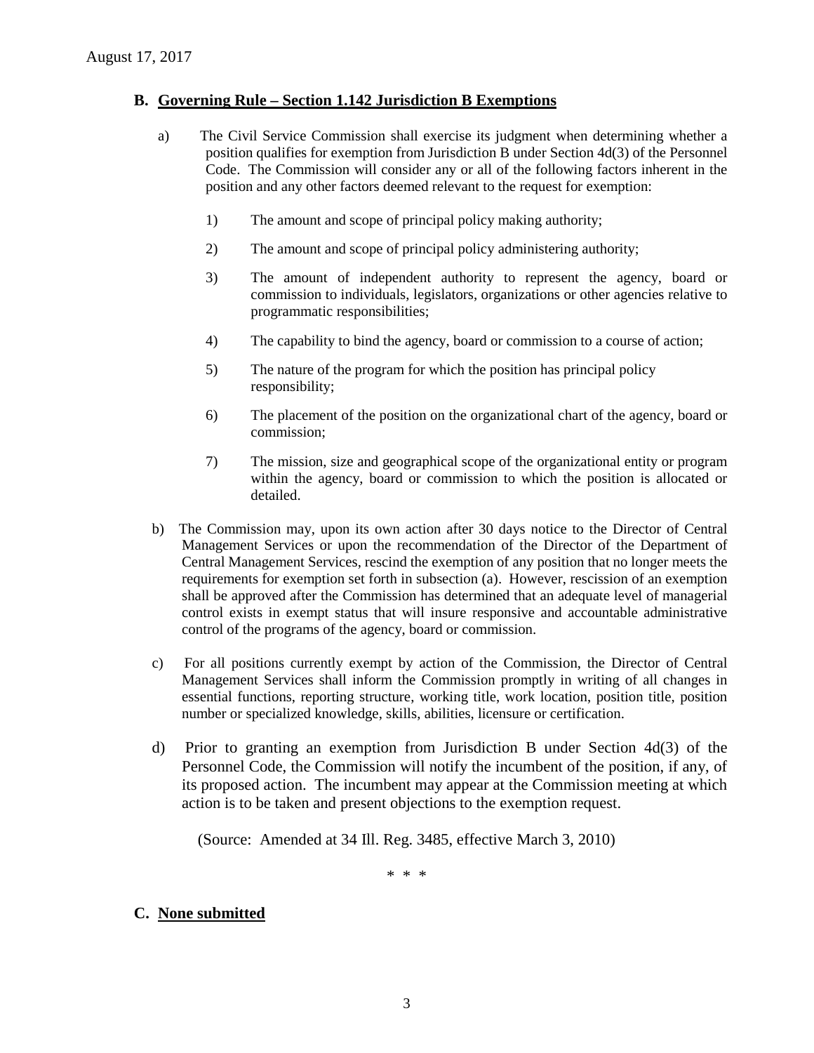## B. Governing Rule – Section 1.142 Jurisdiction B Exemptions

a) The Civil Service Commission shall exercise its judgment when determining whether a position qualifies for exemption from Jurisdiction B under Section 4d(3) of the Personnel Code. The Commission will consider any or all of the following factors inherent in the position and any other factors deemed relevant to the request for exemption:

1) The amount and scope of principal policy making authority;

2) The amount and scope of principal policy administering authority;

3) The amount of independent authority to represent the agency, board or commission to individuals, legislators, organizations or other agencies relative to programmatic responsibilities;

4) The capability to bind the agency, board or commission to a course of action;

5) The nature of the program for which the position has principal policy responsibility;

6) The placement of the position on the organizational chart of the agency, board or commission;

7) The mission, size and geographical scope of the organizational entity or program within the agency, board or commission to which the position is allocated or detailed.

b) The Commission may, upon its own action after 30 days notice to the Director of Central Management Services or upon the recommendation of the Director of the Department of Central Management Services, rescind the exemption of any position that no longer meets the requirements for exemption set forth in subsection (a). However, rescission of an exemption shall be approved after the Commission has determined that an adequate level of managerial control exists in exempt status that will insure responsive and accountable administrative control of the programs of the agency, board or commission.

c) For all positions currently exempt by action of the Commission, the Director of Central Management Services shall inform the Commission promptly in writing of all changes in essential functions, reporting structure, working title, work location, position title, position number or specialized knowledge, skills, abilities, licensure or certification.

d) Prior to granting an exemption from Jurisdiction B under Section 4d(3) of the Personnel Code, the Commission will notify the incumbent of the position, if any, of its proposed action. The incumbent may appear at the Commission meeting at which action is to be taken and present objections to the exemption request.

(Source: Amended at 34 Ill. Reg. 3485, effective March 3, 2010)

\* \* \*

## C. None submitted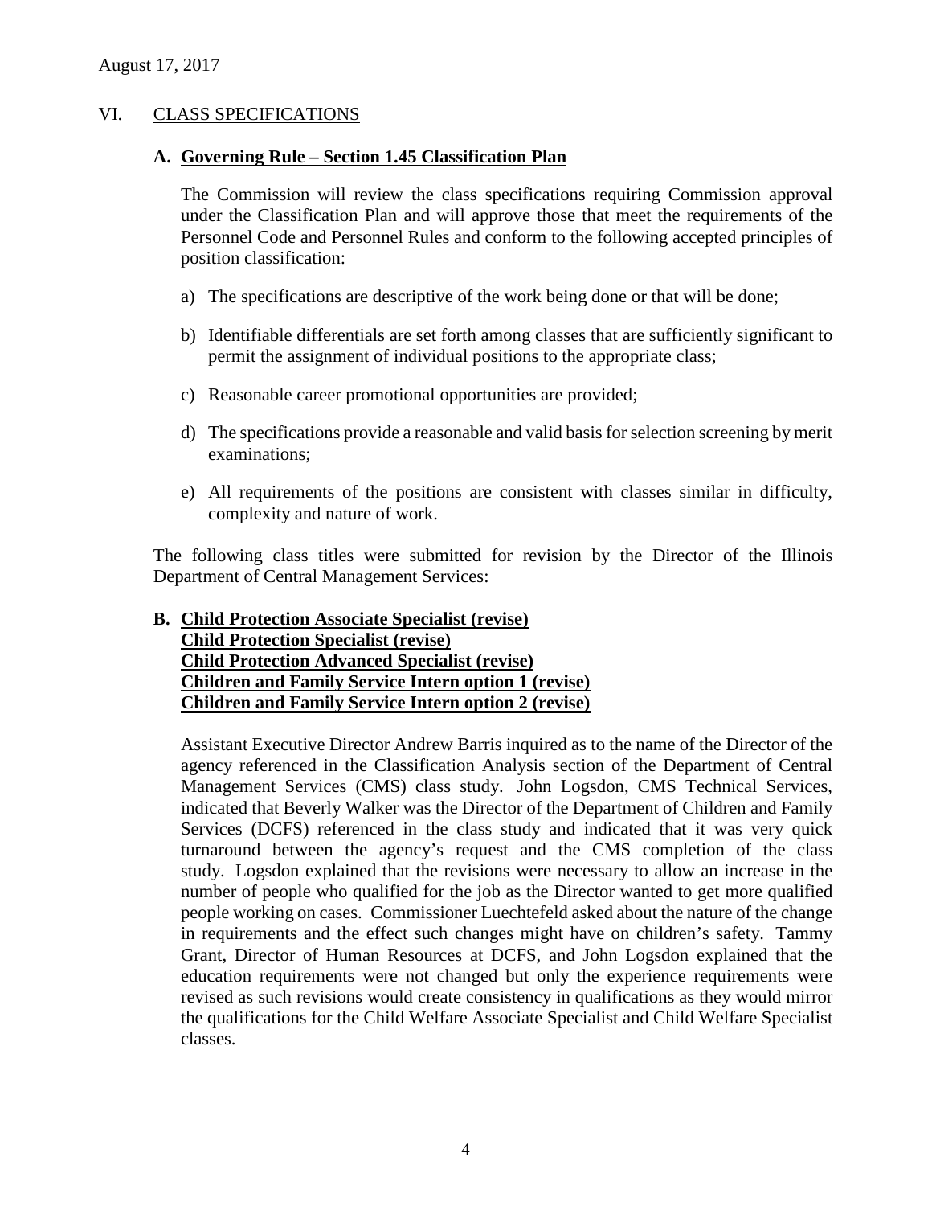## VI. CLASS SPECIFICATIONS

### A. Governing Rule – Section 1.45 Classification Plan

The Commission will review the class specifications requiring Commission approval under the Classification Plan and will approve those that meet the requirements of the Personnel Code and Personnel Rules and conform to the following accepted principles of position classification:

a) The specifications are descriptive of the work being done or that will be done;

b) Identifiable differentials are set forth among classes that are sufficiently significant to permit the assignment of individual positions to the appropriate class;

c) Reasonable career promotional opportunities are provided;

d) The specifications provide a reasonable and valid basis for selection screening by merit examinations;

e) All requirements of the positions are consistent with classes similar in difficulty, complexity and nature of work.

The following class titles were submitted for revision by the Director of the Illinois Department of Central Management Services:

### B. Child Protection Associate Specialist (revise)
**Child Protection Specialist (revise)**
**Child Protection Advanced Specialist (revise)**
**Children and Family Service Intern option 1 (revise)**
**Children and Family Service Intern option 2 (revise)**

Assistant Executive Director Andrew Barris inquired as to the name of the Director of the agency referenced in the Classification Analysis section of the Department of Central Management Services (CMS) class study. John Logsdon, CMS Technical Services, indicated that Beverly Walker was the Director of the Department of Children and Family Services (DCFS) referenced in the class study and indicated that it was very quick turnaround between the agency's request and the CMS completion of the class study. Logsdon explained that the revisions were necessary to allow an increase in the number of people who qualified for the job as the Director wanted to get more qualified people working on cases. Commissioner Luechtefeld asked about the nature of the change in requirements and the effect such changes might have on children's safety. Tammy Grant, Director of Human Resources at DCFS, and John Logsdon explained that the education requirements were not changed but only the experience requirements were revised as such revisions would create consistency in qualifications as they would mirror the qualifications for the Child Welfare Associate Specialist and Child Welfare Specialist classes.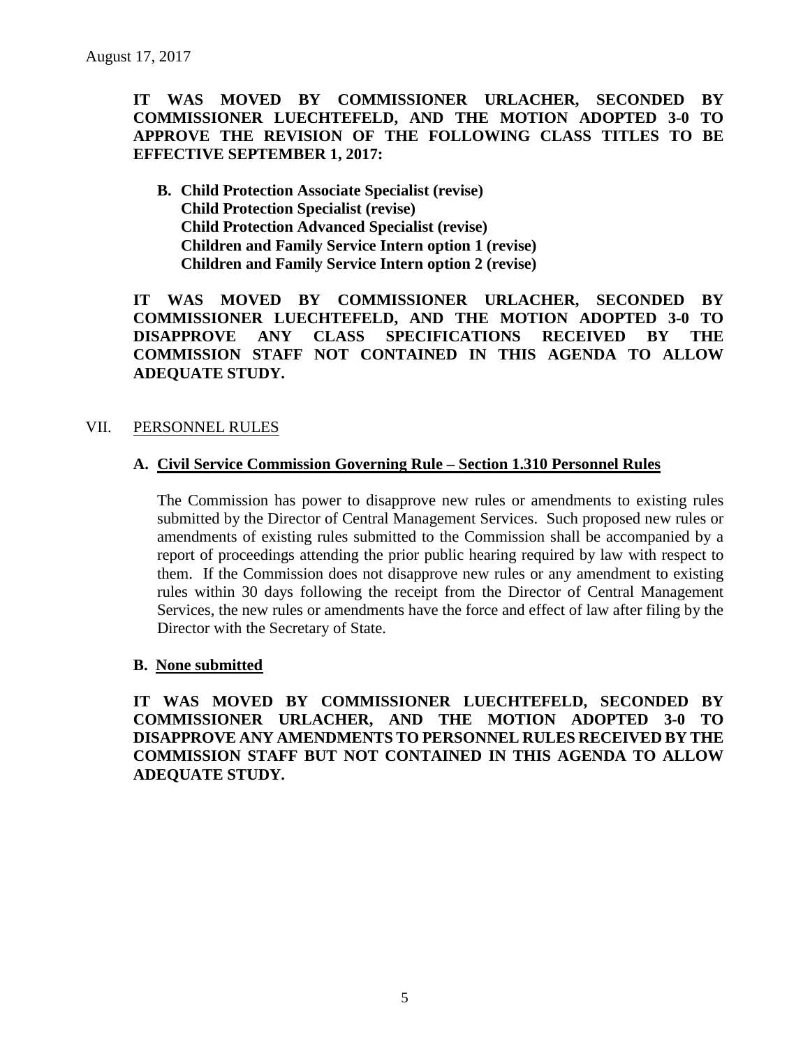**IT WAS MOVED BY COMMISSIONER URLACHER, SECONDED BY COMMISSIONER LUECHTEFELD, AND THE MOTION ADOPTED 3-0 TO APPROVE THE REVISION OF THE FOLLOWING CLASS TITLES TO BE EFFECTIVE SEPTEMBER 1, 2017:**

**B. Child Protection Associate Specialist (revise)**
**Child Protection Specialist (revise)**
**Child Protection Advanced Specialist (revise)**
**Children and Family Service Intern option 1 (revise)**
**Children and Family Service Intern option 2 (revise)**

**IT WAS MOVED BY COMMISSIONER URLACHER, SECONDED BY COMMISSIONER LUECHTEFELD, AND THE MOTION ADOPTED 3-0 TO DISAPPROVE ANY CLASS SPECIFICATIONS RECEIVED BY THE COMMISSION STAFF NOT CONTAINED IN THIS AGENDA TO ALLOW ADEQUATE STUDY.**

## VII. PERSONNEL RULES

### A. Civil Service Commission Governing Rule – Section 1.310 Personnel Rules

The Commission has power to disapprove new rules or amendments to existing rules submitted by the Director of Central Management Services. Such proposed new rules or amendments of existing rules submitted to the Commission shall be accompanied by a report of proceedings attending the prior public hearing required by law with respect to them. If the Commission does not disapprove new rules or any amendment to existing rules within 30 days following the receipt from the Director of Central Management Services, the new rules or amendments have the force and effect of law after filing by the Director with the Secretary of State.

### B. None submitted

**IT WAS MOVED BY COMMISSIONER LUECHTEFELD, SECONDED BY COMMISSIONER URLACHER, AND THE MOTION ADOPTED 3-0 TO DISAPPROVE ANY AMENDMENTS TO PERSONNEL RULES RECEIVED BY THE COMMISSION STAFF BUT NOT CONTAINED IN THIS AGENDA TO ALLOW ADEQUATE STUDY.**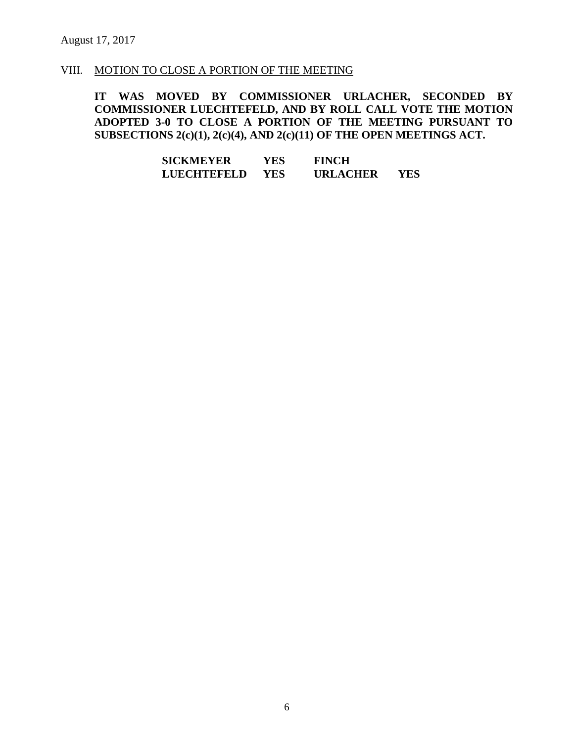August 17, 2017

VIII. MOTION TO CLOSE A PORTION OF THE MEETING

**IT WAS MOVED BY COMMISSIONER URLACHER, SECONDED BY COMMISSIONER LUECHTEFELD, AND BY ROLL CALL VOTE THE MOTION ADOPTED 3-0 TO CLOSE A PORTION OF THE MEETING PURSUANT TO SUBSECTIONS 2(c)(1), 2(c)(4), AND 2(c)(11) OF THE OPEN MEETINGS ACT.**

| | | | |
|---|---|---|---|
| **SICKMEYER** | **YES** | **FINCH** | |
| **LUECHTEFELD** | **YES** | **URLACHER** | **YES** |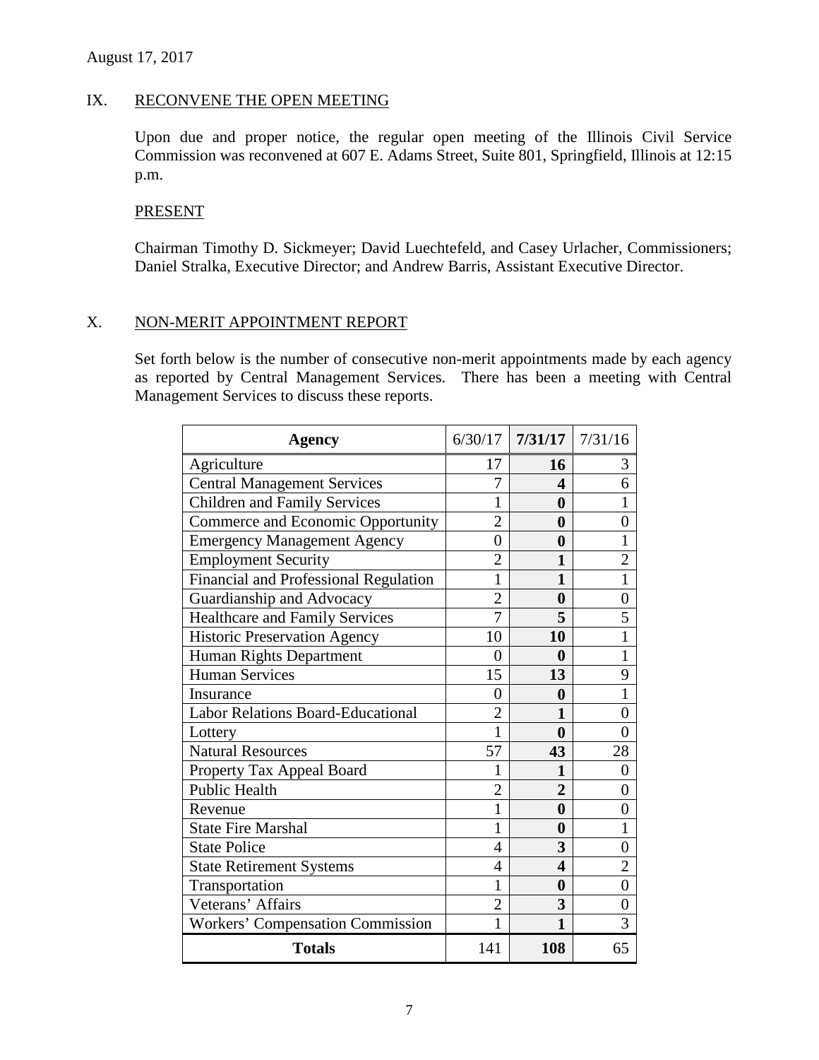August 17, 2017

## IX. RECONVENE THE OPEN MEETING

Upon due and proper notice, the regular open meeting of the Illinois Civil Service Commission was reconvened at 607 E. Adams Street, Suite 801, Springfield, Illinois at 12:15 p.m.

### PRESENT

Chairman Timothy D. Sickmeyer; David Luechtefeld, and Casey Urlacher, Commissioners; Daniel Stralka, Executive Director; and Andrew Barris, Assistant Executive Director.

## X. NON-MERIT APPOINTMENT REPORT

Set forth below is the number of consecutive non-merit appointments made by each agency as reported by Central Management Services. There has been a meeting with Central Management Services to discuss these reports.

| Agency | 6/30/17 | 7/31/17 | 7/31/16 |
|---|---|---|---|
| Agriculture | 17 | **16** | 3 |
| Central Management Services | 7 | **4** | 6 |
| Children and Family Services | 1 | **0** | 1 |
| Commerce and Economic Opportunity | 2 | **0** | 0 |
| Emergency Management Agency | 0 | **0** | 1 |
| Employment Security | 2 | **1** | 2 |
| Financial and Professional Regulation | 1 | **1** | 1 |
| Guardianship and Advocacy | 2 | **0** | 0 |
| Healthcare and Family Services | 7 | **5** | 5 |
| Historic Preservation Agency | 10 | **10** | 1 |
| Human Rights Department | 0 | **0** | 1 |
| Human Services | 15 | **13** | 9 |
| Insurance | 0 | **0** | 1 |
| Labor Relations Board-Educational | 2 | **1** | 0 |
| Lottery | 1 | **0** | 0 |
| Natural Resources | 57 | **43** | 28 |
| Property Tax Appeal Board | 1 | **1** | 0 |
| Public Health | 2 | **2** | 0 |
| Revenue | 1 | **0** | 0 |
| State Fire Marshal | 1 | **0** | 1 |
| State Police | 4 | **3** | 0 |
| State Retirement Systems | 4 | **4** | 2 |
| Transportation | 1 | **0** | 0 |
| Veterans' Affairs | 2 | **3** | 0 |
| Workers' Compensation Commission | 1 | **1** | 3 |
| **Totals** | 141 | **108** | 65 |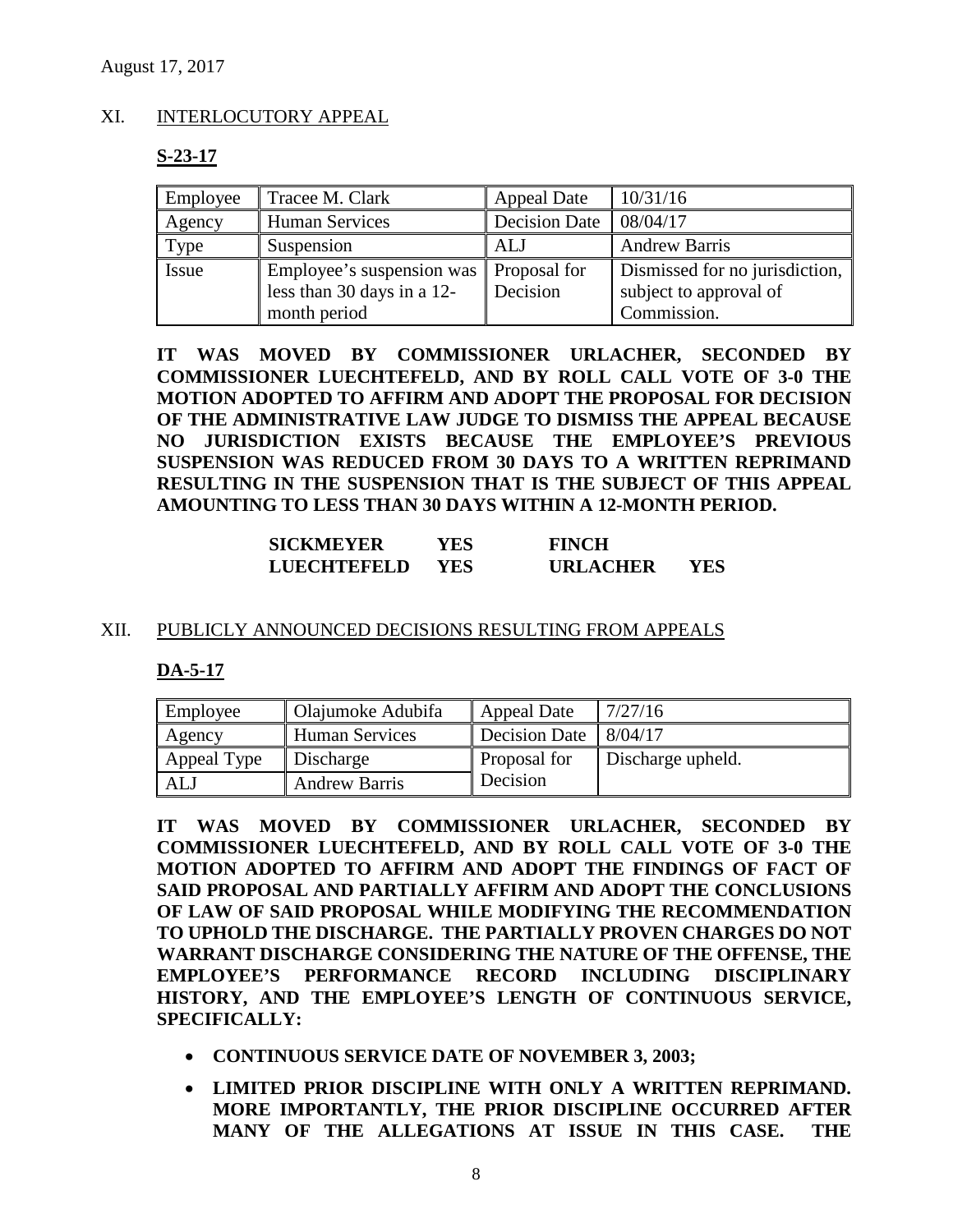August 17, 2017

## XI. INTERLOCUTORY APPEAL

**S-23-17**

| Employee | Tracee M. Clark | Appeal Date | 10/31/16 |
|---|---|---|---|
| Agency | Human Services | Decision Date | 08/04/17 |
| Type | Suspension | ALJ | Andrew Barris |
| Issue | Employee's suspension was less than 30 days in a 12-month period | Proposal for Decision | Dismissed for no jurisdiction, subject to approval of Commission. |

**IT WAS MOVED BY COMMISSIONER URLACHER, SECONDED BY COMMISSIONER LUECHTEFELD, AND BY ROLL CALL VOTE OF 3-0 THE MOTION ADOPTED TO AFFIRM AND ADOPT THE PROPOSAL FOR DECISION OF THE ADMINISTRATIVE LAW JUDGE TO DISMISS THE APPEAL BECAUSE NO JURISDICTION EXISTS BECAUSE THE EMPLOYEE'S PREVIOUS SUSPENSION WAS REDUCED FROM 30 DAYS TO A WRITTEN REPRIMAND RESULTING IN THE SUSPENSION THAT IS THE SUBJECT OF THIS APPEAL AMOUNTING TO LESS THAN 30 DAYS WITHIN A 12-MONTH PERIOD.**

| | | | |
|---|---|---|---|
| **SICKMEYER** | **YES** | **FINCH** | |
| **LUECHTEFELD** | **YES** | **URLACHER** | **YES** |

## XII. PUBLICLY ANNOUNCED DECISIONS RESULTING FROM APPEALS

**DA-5-17**

| Employee | Olajumoke Adubifa | Appeal Date | 7/27/16 |
|---|---|---|---|
| Agency | Human Services | Decision Date | 8/04/17 |
| Appeal Type | Discharge | Proposal for Decision | Discharge upheld. |
| ALJ | Andrew Barris | | |

**IT WAS MOVED BY COMMISSIONER URLACHER, SECONDED BY COMMISSIONER LUECHTEFELD, AND BY ROLL CALL VOTE OF 3-0 THE MOTION ADOPTED TO AFFIRM AND ADOPT THE FINDINGS OF FACT OF SAID PROPOSAL AND PARTIALLY AFFIRM AND ADOPT THE CONCLUSIONS OF LAW OF SAID PROPOSAL WHILE MODIFYING THE RECOMMENDATION TO UPHOLD THE DISCHARGE. THE PARTIALLY PROVEN CHARGES DO NOT WARRANT DISCHARGE CONSIDERING THE NATURE OF THE OFFENSE, THE EMPLOYEE'S PERFORMANCE RECORD INCLUDING DISCIPLINARY HISTORY, AND THE EMPLOYEE'S LENGTH OF CONTINUOUS SERVICE, SPECIFICALLY:**

- **CONTINUOUS SERVICE DATE OF NOVEMBER 3, 2003;**
- **LIMITED PRIOR DISCIPLINE WITH ONLY A WRITTEN REPRIMAND. MORE IMPORTANTLY, THE PRIOR DISCIPLINE OCCURRED AFTER MANY OF THE ALLEGATIONS AT ISSUE IN THIS CASE. THE**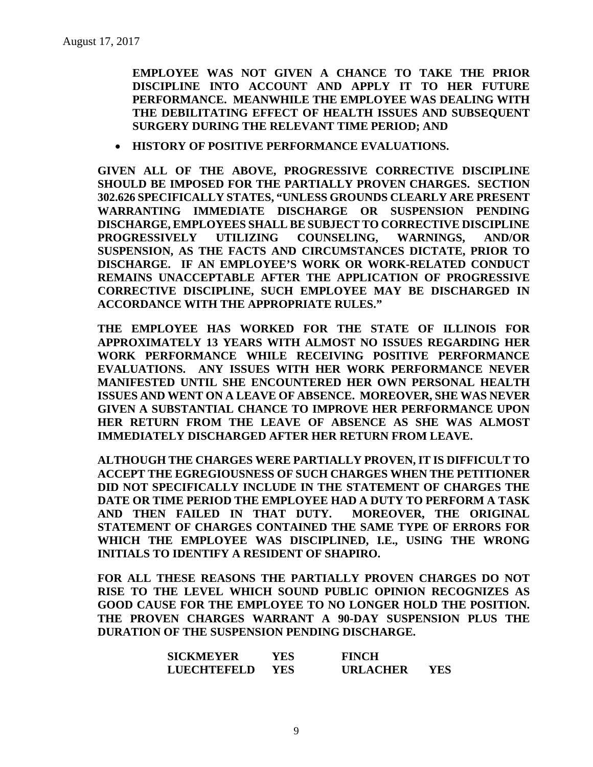August 17, 2017

**EMPLOYEE WAS NOT GIVEN A CHANCE TO TAKE THE PRIOR DISCIPLINE INTO ACCOUNT AND APPLY IT TO HER FUTURE PERFORMANCE. MEANWHILE THE EMPLOYEE WAS DEALING WITH THE DEBILITATING EFFECT OF HEALTH ISSUES AND SUBSEQUENT SURGERY DURING THE RELEVANT TIME PERIOD; AND**

- **HISTORY OF POSITIVE PERFORMANCE EVALUATIONS.**

**GIVEN ALL OF THE ABOVE, PROGRESSIVE CORRECTIVE DISCIPLINE SHOULD BE IMPOSED FOR THE PARTIALLY PROVEN CHARGES. SECTION 302.626 SPECIFICALLY STATES, "UNLESS GROUNDS CLEARLY ARE PRESENT WARRANTING IMMEDIATE DISCHARGE OR SUSPENSION PENDING DISCHARGE, EMPLOYEES SHALL BE SUBJECT TO CORRECTIVE DISCIPLINE PROGRESSIVELY UTILIZING COUNSELING, WARNINGS, AND/OR SUSPENSION, AS THE FACTS AND CIRCUMSTANCES DICTATE, PRIOR TO DISCHARGE. IF AN EMPLOYEE'S WORK OR WORK-RELATED CONDUCT REMAINS UNACCEPTABLE AFTER THE APPLICATION OF PROGRESSIVE CORRECTIVE DISCIPLINE, SUCH EMPLOYEE MAY BE DISCHARGED IN ACCORDANCE WITH THE APPROPRIATE RULES."**

**THE EMPLOYEE HAS WORKED FOR THE STATE OF ILLINOIS FOR APPROXIMATELY 13 YEARS WITH ALMOST NO ISSUES REGARDING HER WORK PERFORMANCE WHILE RECEIVING POSITIVE PERFORMANCE EVALUATIONS. ANY ISSUES WITH HER WORK PERFORMANCE NEVER MANIFESTED UNTIL SHE ENCOUNTERED HER OWN PERSONAL HEALTH ISSUES AND WENT ON A LEAVE OF ABSENCE. MOREOVER, SHE WAS NEVER GIVEN A SUBSTANTIAL CHANCE TO IMPROVE HER PERFORMANCE UPON HER RETURN FROM THE LEAVE OF ABSENCE AS SHE WAS ALMOST IMMEDIATELY DISCHARGED AFTER HER RETURN FROM LEAVE.**

**ALTHOUGH THE CHARGES WERE PARTIALLY PROVEN, IT IS DIFFICULT TO ACCEPT THE EGREGIOUSNESS OF SUCH CHARGES WHEN THE PETITIONER DID NOT SPECIFICALLY INCLUDE IN THE STATEMENT OF CHARGES THE DATE OR TIME PERIOD THE EMPLOYEE HAD A DUTY TO PERFORM A TASK AND THEN FAILED IN THAT DUTY. MOREOVER, THE ORIGINAL STATEMENT OF CHARGES CONTAINED THE SAME TYPE OF ERRORS FOR WHICH THE EMPLOYEE WAS DISCIPLINED, I.E., USING THE WRONG INITIALS TO IDENTIFY A RESIDENT OF SHAPIRO.**

**FOR ALL THESE REASONS THE PARTIALLY PROVEN CHARGES DO NOT RISE TO THE LEVEL WHICH SOUND PUBLIC OPINION RECOGNIZES AS GOOD CAUSE FOR THE EMPLOYEE TO NO LONGER HOLD THE POSITION. THE PROVEN CHARGES WARRANT A 90-DAY SUSPENSION PLUS THE DURATION OF THE SUSPENSION PENDING DISCHARGE.**

| | | | |
|---|---|---|---|
| **SICKMEYER** | **YES** | **FINCH** | |
| **LUECHTEFELD** | **YES** | **URLACHER** | **YES** |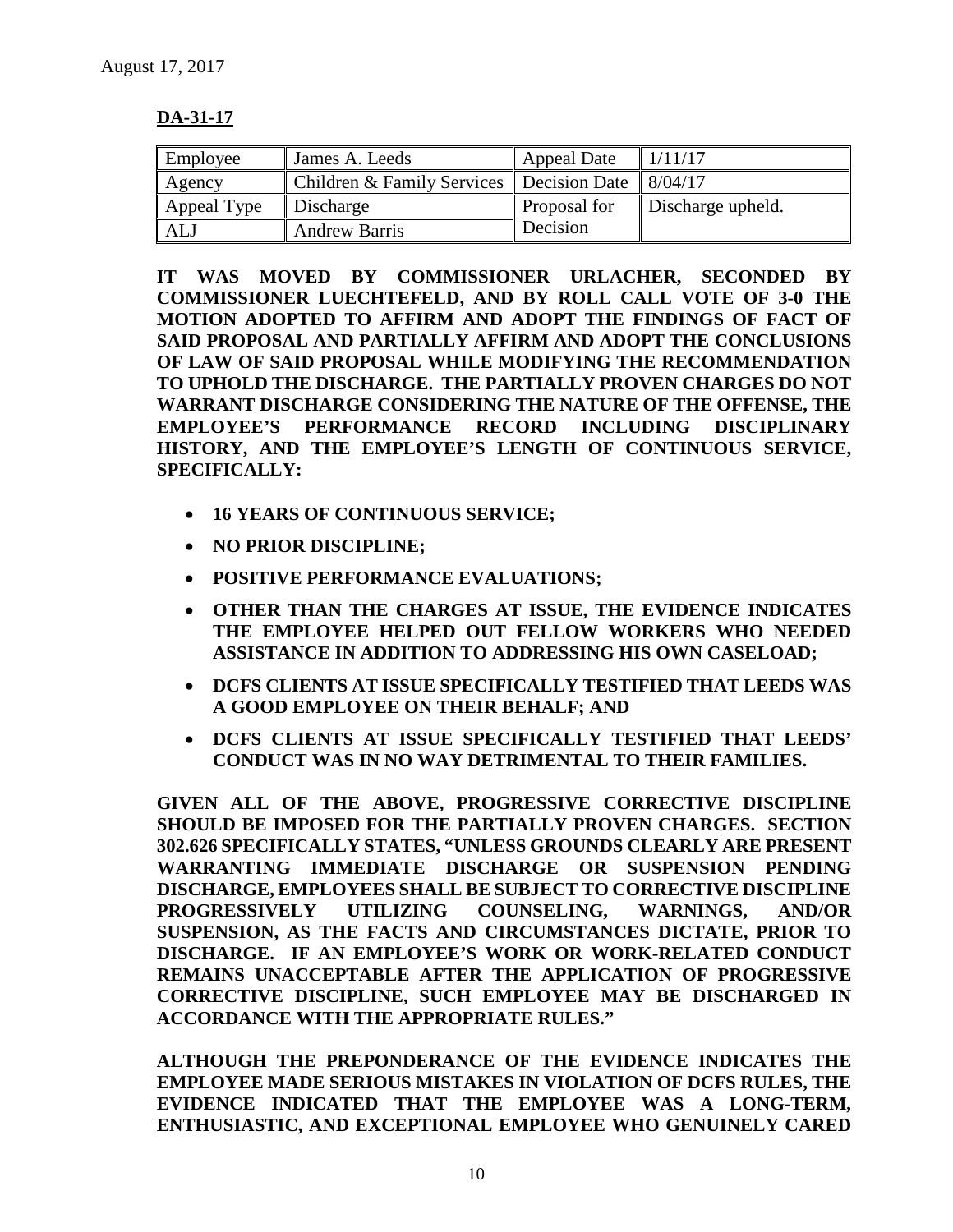August 17, 2017

**DA-31-17**

| Employee | James A. Leeds | Appeal Date | 1/11/17 |
|---|---|---|---|
| Agency | Children & Family Services | Decision Date | 8/04/17 |
| Appeal Type | Discharge | Proposal for Decision | Discharge upheld. |
| ALJ | Andrew Barris | | |

**IT WAS MOVED BY COMMISSIONER URLACHER, SECONDED BY COMMISSIONER LUECHTEFELD, AND BY ROLL CALL VOTE OF 3-0 THE MOTION ADOPTED TO AFFIRM AND ADOPT THE FINDINGS OF FACT OF SAID PROPOSAL AND PARTIALLY AFFIRM AND ADOPT THE CONCLUSIONS OF LAW OF SAID PROPOSAL WHILE MODIFYING THE RECOMMENDATION TO UPHOLD THE DISCHARGE. THE PARTIALLY PROVEN CHARGES DO NOT WARRANT DISCHARGE CONSIDERING THE NATURE OF THE OFFENSE, THE EMPLOYEE'S PERFORMANCE RECORD INCLUDING DISCIPLINARY HISTORY, AND THE EMPLOYEE'S LENGTH OF CONTINUOUS SERVICE, SPECIFICALLY:**

- **16 YEARS OF CONTINUOUS SERVICE;**
- **NO PRIOR DISCIPLINE;**
- **POSITIVE PERFORMANCE EVALUATIONS;**
- **OTHER THAN THE CHARGES AT ISSUE, THE EVIDENCE INDICATES THE EMPLOYEE HELPED OUT FELLOW WORKERS WHO NEEDED ASSISTANCE IN ADDITION TO ADDRESSING HIS OWN CASELOAD;**
- **DCFS CLIENTS AT ISSUE SPECIFICALLY TESTIFIED THAT LEEDS WAS A GOOD EMPLOYEE ON THEIR BEHALF; AND**
- **DCFS CLIENTS AT ISSUE SPECIFICALLY TESTIFIED THAT LEEDS' CONDUCT WAS IN NO WAY DETRIMENTAL TO THEIR FAMILIES.**

**GIVEN ALL OF THE ABOVE, PROGRESSIVE CORRECTIVE DISCIPLINE SHOULD BE IMPOSED FOR THE PARTIALLY PROVEN CHARGES. SECTION 302.626 SPECIFICALLY STATES, "UNLESS GROUNDS CLEARLY ARE PRESENT WARRANTING IMMEDIATE DISCHARGE OR SUSPENSION PENDING DISCHARGE, EMPLOYEES SHALL BE SUBJECT TO CORRECTIVE DISCIPLINE PROGRESSIVELY UTILIZING COUNSELING, WARNINGS, AND/OR SUSPENSION, AS THE FACTS AND CIRCUMSTANCES DICTATE, PRIOR TO DISCHARGE. IF AN EMPLOYEE'S WORK OR WORK-RELATED CONDUCT REMAINS UNACCEPTABLE AFTER THE APPLICATION OF PROGRESSIVE CORRECTIVE DISCIPLINE, SUCH EMPLOYEE MAY BE DISCHARGED IN ACCORDANCE WITH THE APPROPRIATE RULES."**

**ALTHOUGH THE PREPONDERANCE OF THE EVIDENCE INDICATES THE EMPLOYEE MADE SERIOUS MISTAKES IN VIOLATION OF DCFS RULES, THE EVIDENCE INDICATED THAT THE EMPLOYEE WAS A LONG-TERM, ENTHUSIASTIC, AND EXCEPTIONAL EMPLOYEE WHO GENUINELY CARED**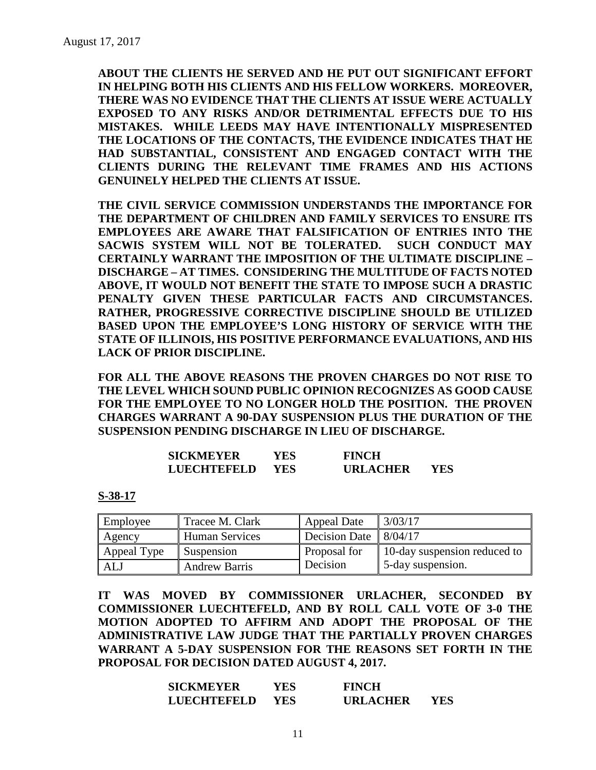**ABOUT THE CLIENTS HE SERVED AND HE PUT OUT SIGNIFICANT EFFORT IN HELPING BOTH HIS CLIENTS AND HIS FELLOW WORKERS. MOREOVER, THERE WAS NO EVIDENCE THAT THE CLIENTS AT ISSUE WERE ACTUALLY EXPOSED TO ANY RISKS AND/OR DETRIMENTAL EFFECTS DUE TO HIS MISTAKES. WHILE LEEDS MAY HAVE INTENTIONALLY MISPRESENTED THE LOCATIONS OF THE CONTACTS, THE EVIDENCE INDICATES THAT HE HAD SUBSTANTIAL, CONSISTENT AND ENGAGED CONTACT WITH THE CLIENTS DURING THE RELEVANT TIME FRAMES AND HIS ACTIONS GENUINELY HELPED THE CLIENTS AT ISSUE.**

**THE CIVIL SERVICE COMMISSION UNDERSTANDS THE IMPORTANCE FOR THE DEPARTMENT OF CHILDREN AND FAMILY SERVICES TO ENSURE ITS EMPLOYEES ARE AWARE THAT FALSIFICATION OF ENTRIES INTO THE SACWIS SYSTEM WILL NOT BE TOLERATED. SUCH CONDUCT MAY CERTAINLY WARRANT THE IMPOSITION OF THE ULTIMATE DISCIPLINE – DISCHARGE – AT TIMES. CONSIDERING THE MULTITUDE OF FACTS NOTED ABOVE, IT WOULD NOT BENEFIT THE STATE TO IMPOSE SUCH A DRASTIC PENALTY GIVEN THESE PARTICULAR FACTS AND CIRCUMSTANCES. RATHER, PROGRESSIVE CORRECTIVE DISCIPLINE SHOULD BE UTILIZED BASED UPON THE EMPLOYEE'S LONG HISTORY OF SERVICE WITH THE STATE OF ILLINOIS, HIS POSITIVE PERFORMANCE EVALUATIONS, AND HIS LACK OF PRIOR DISCIPLINE.**

**FOR ALL THE ABOVE REASONS THE PROVEN CHARGES DO NOT RISE TO THE LEVEL WHICH SOUND PUBLIC OPINION RECOGNIZES AS GOOD CAUSE FOR THE EMPLOYEE TO NO LONGER HOLD THE POSITION. THE PROVEN CHARGES WARRANT A 90-DAY SUSPENSION PLUS THE DURATION OF THE SUSPENSION PENDING DISCHARGE IN LIEU OF DISCHARGE.**

| | | | |
|---|---|---|---|
| **SICKMEYER** | **YES** | **FINCH** | |
| **LUECHTEFELD** | **YES** | **URLACHER** | **YES** |

**S-38-17**

| Employee | Tracee M. Clark | Appeal Date | 3/03/17 |
|---|---|---|---|
| Agency | Human Services | Decision Date | 8/04/17 |
| Appeal Type | Suspension | Proposal for Decision | 10-day suspension reduced to 5-day suspension. |
| ALJ | Andrew Barris | | |

**IT WAS MOVED BY COMMISSIONER URLACHER, SECONDED BY COMMISSIONER LUECHTEFELD, AND BY ROLL CALL VOTE OF 3-0 THE MOTION ADOPTED TO AFFIRM AND ADOPT THE PROPOSAL OF THE ADMINISTRATIVE LAW JUDGE THAT THE PARTIALLY PROVEN CHARGES WARRANT A 5-DAY SUSPENSION FOR THE REASONS SET FORTH IN THE PROPOSAL FOR DECISION DATED AUGUST 4, 2017.**

| | | | |
|---|---|---|---|
| **SICKMEYER** | **YES** | **FINCH** | |
| **LUECHTEFELD** | **YES** | **URLACHER** | **YES** |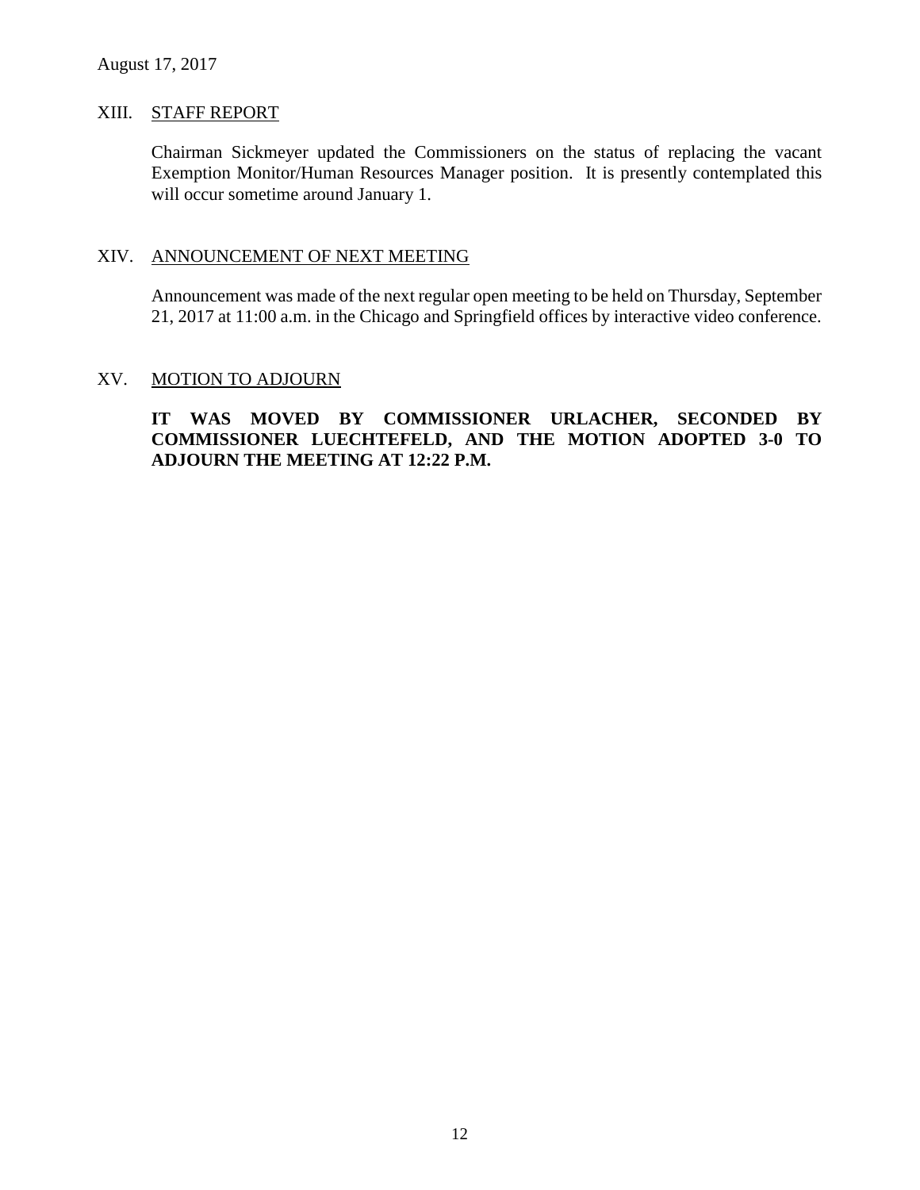## XIII. STAFF REPORT

Chairman Sickmeyer updated the Commissioners on the status of replacing the vacant Exemption Monitor/Human Resources Manager position. It is presently contemplated this will occur sometime around January 1.

## XIV. ANNOUNCEMENT OF NEXT MEETING

Announcement was made of the next regular open meeting to be held on Thursday, September 21, 2017 at 11:00 a.m. in the Chicago and Springfield offices by interactive video conference.

## XV. MOTION TO ADJOURN

**IT WAS MOVED BY COMMISSIONER URLACHER, SECONDED BY COMMISSIONER LUECHTEFELD, AND THE MOTION ADOPTED 3-0 TO ADJOURN THE MEETING AT 12:22 P.M.**